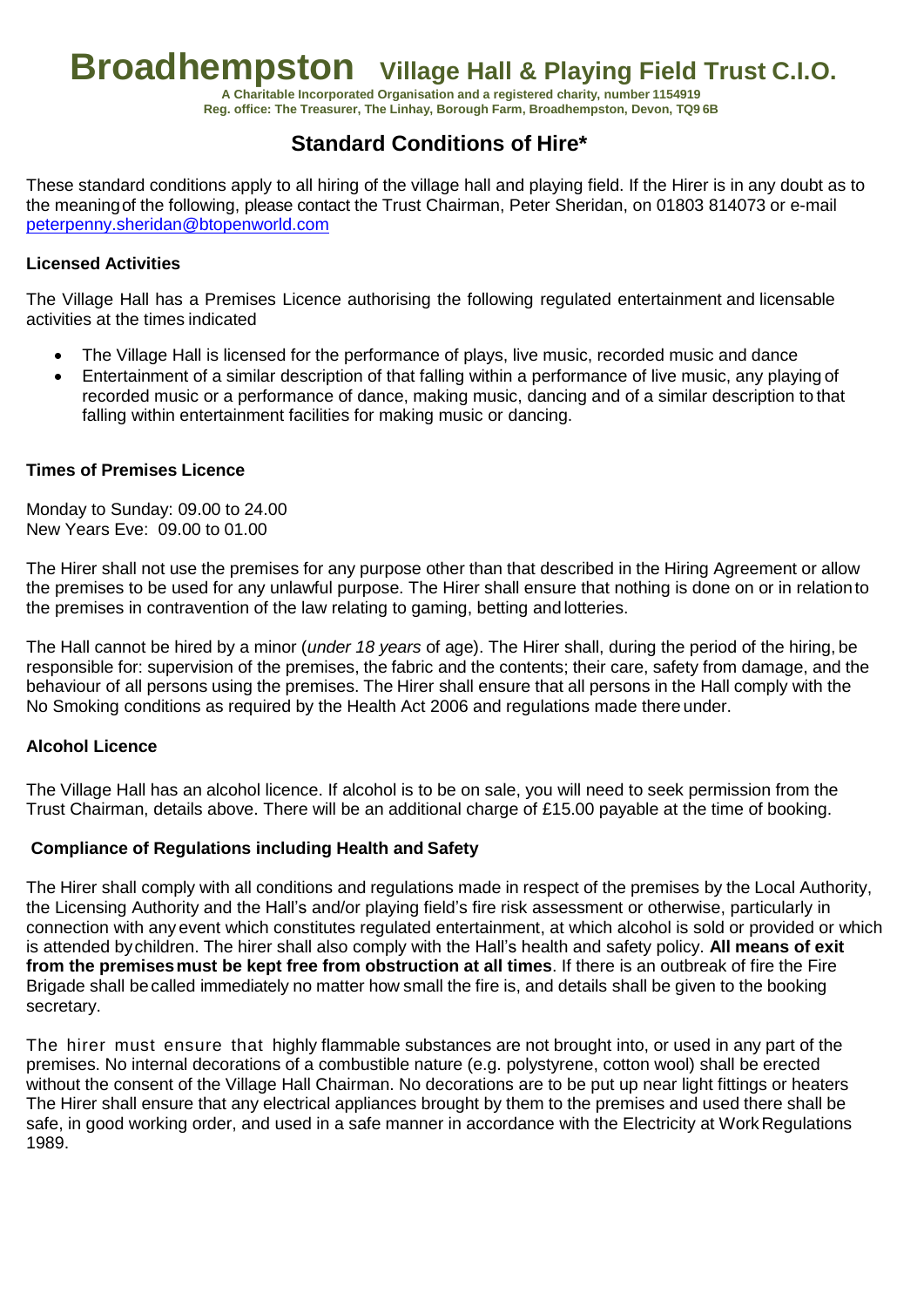# Broadhempston Village Hall & Playing Field Trust C.I.O.

**A Charitable Incorporated Organisation and a registered charity, number 1154919**
**Reg. office: The Treasurer, The Linhay, Borough Farm, Broadhempston, Devon, TQ9 6B**

## Standard Conditions of Hire*

These standard conditions apply to all hiring of the village hall and playing field. If the Hirer is in any doubt as to the meaning of the following, please contact the Trust Chairman, Peter Sheridan, on 01803 814073 or e-mail peterpenny.sheridan@btopenworld.com

### Licensed Activities

The Village Hall has a Premises Licence authorising the following regulated entertainment and licensable activities at the times indicated

- The Village Hall is licensed for the performance of plays, live music, recorded music and dance
- Entertainment of a similar description of that falling within a performance of live music, any playing of recorded music or a performance of dance, making music, dancing and of a similar description to that falling within entertainment facilities for making music or dancing.

### Times of Premises Licence

Monday to Sunday: 09.00 to 24.00
New Years Eve: 09.00 to 01.00

The Hirer shall not use the premises for any purpose other than that described in the Hiring Agreement or allow the premises to be used for any unlawful purpose. The Hirer shall ensure that nothing is done on or in relation to the premises in contravention of the law relating to gaming, betting and lotteries.

The Hall cannot be hired by a minor (*under 18 years* of age). The Hirer shall, during the period of the hiring, be responsible for: supervision of the premises, the fabric and the contents; their care, safety from damage, and the behaviour of all persons using the premises. The Hirer shall ensure that all persons in the Hall comply with the No Smoking conditions as required by the Health Act 2006 and regulations made there under.

### Alcohol Licence

The Village Hall has an alcohol licence. If alcohol is to be on sale, you will need to seek permission from the Trust Chairman, details above. There will be an additional charge of £15.00 payable at the time of booking.

### Compliance of Regulations including Health and Safety

The Hirer shall comply with all conditions and regulations made in respect of the premises by the Local Authority, the Licensing Authority and the Hall's and/or playing field's fire risk assessment or otherwise, particularly in connection with any event which constitutes regulated entertainment, at which alcohol is sold or provided or which is attended by children. The hirer shall also comply with the Hall's health and safety policy. **All means of exit from the premises must be kept free from obstruction at all times**. If there is an outbreak of fire the Fire Brigade shall be called immediately no matter how small the fire is, and details shall be given to the booking secretary.

The hirer must ensure that highly flammable substances are not brought into, or used in any part of the premises. No internal decorations of a combustible nature (e.g. polystyrene, cotton wool) shall be erected without the consent of the Village Hall Chairman. No decorations are to be put up near light fittings or heaters The Hirer shall ensure that any electrical appliances brought by them to the premises and used there shall be safe, in good working order, and used in a safe manner in accordance with the Electricity at Work Regulations 1989.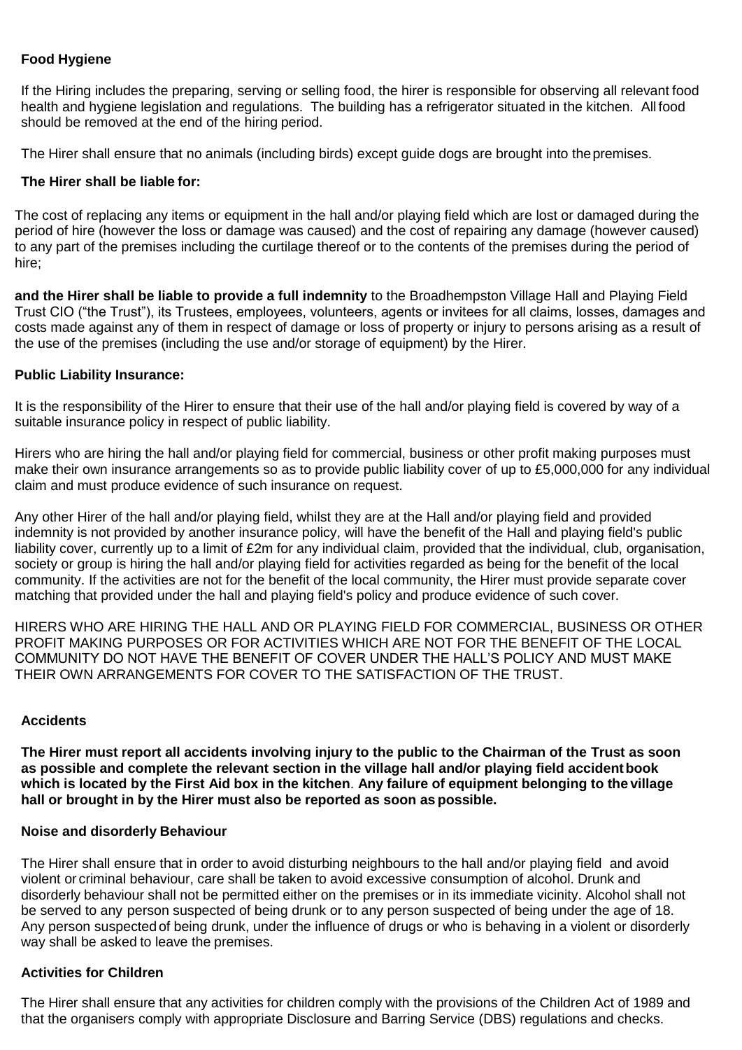**Food Hygiene**

If the Hiring includes the preparing, serving or selling food, the hirer is responsible for observing all relevant food health and hygiene legislation and regulations. The building has a refrigerator situated in the kitchen. All food should be removed at the end of the hiring period.

The Hirer shall ensure that no animals (including birds) except guide dogs are brought into the premises.

**The Hirer shall be liable for:**

The cost of replacing any items or equipment in the hall and/or playing field which are lost or damaged during the period of hire (however the loss or damage was caused) and the cost of repairing any damage (however caused) to any part of the premises including the curtilage thereof or to the contents of the premises during the period of hire;

**and the Hirer shall be liable to provide a full indemnity** to the Broadhempston Village Hall and Playing Field Trust CIO ("the Trust"), its Trustees, employees, volunteers, agents or invitees for all claims, losses, damages and costs made against any of them in respect of damage or loss of property or injury to persons arising as a result of the use of the premises (including the use and/or storage of equipment) by the Hirer.

**Public Liability Insurance:**

It is the responsibility of the Hirer to ensure that their use of the hall and/or playing field is covered by way of a suitable insurance policy in respect of public liability.

Hirers who are hiring the hall and/or playing field for commercial, business or other profit making purposes must make their own insurance arrangements so as to provide public liability cover of up to £5,000,000 for any individual claim and must produce evidence of such insurance on request.

Any other Hirer of the hall and/or playing field, whilst they are at the Hall and/or playing field and provided indemnity is not provided by another insurance policy, will have the benefit of the Hall and playing field's public liability cover, currently up to a limit of £2m for any individual claim, provided that the individual, club, organisation, society or group is hiring the hall and/or playing field for activities regarded as being for the benefit of the local community. If the activities are not for the benefit of the local community, the Hirer must provide separate cover matching that provided under the hall and playing field's policy and produce evidence of such cover.

HIRERS WHO ARE HIRING THE HALL AND OR PLAYING FIELD FOR COMMERCIAL, BUSINESS OR OTHER PROFIT MAKING PURPOSES OR FOR ACTIVITIES WHICH ARE NOT FOR THE BENEFIT OF THE LOCAL COMMUNITY DO NOT HAVE THE BENEFIT OF COVER UNDER THE HALL'S POLICY AND MUST MAKE THEIR OWN ARRANGEMENTS FOR COVER TO THE SATISFACTION OF THE TRUST.

**Accidents**

**The Hirer must report all accidents involving injury to the public to the Chairman of the Trust as soon as possible and complete the relevant section in the village hall and/or playing field accident book which is located by the First Aid box in the kitchen**. **Any failure of equipment belonging to the village hall or brought in by the Hirer must also be reported as soon as possible.**

**Noise and disorderly Behaviour**

The Hirer shall ensure that in order to avoid disturbing neighbours to the hall and/or playing field and avoid violent or criminal behaviour, care shall be taken to avoid excessive consumption of alcohol. Drunk and disorderly behaviour shall not be permitted either on the premises or in its immediate vicinity. Alcohol shall not be served to any person suspected of being drunk or to any person suspected of being under the age of 18. Any person suspected of being drunk, under the influence of drugs or who is behaving in a violent or disorderly way shall be asked to leave the premises.

**Activities for Children**

The Hirer shall ensure that any activities for children comply with the provisions of the Children Act of 1989 and that the organisers comply with appropriate Disclosure and Barring Service (DBS) regulations and checks.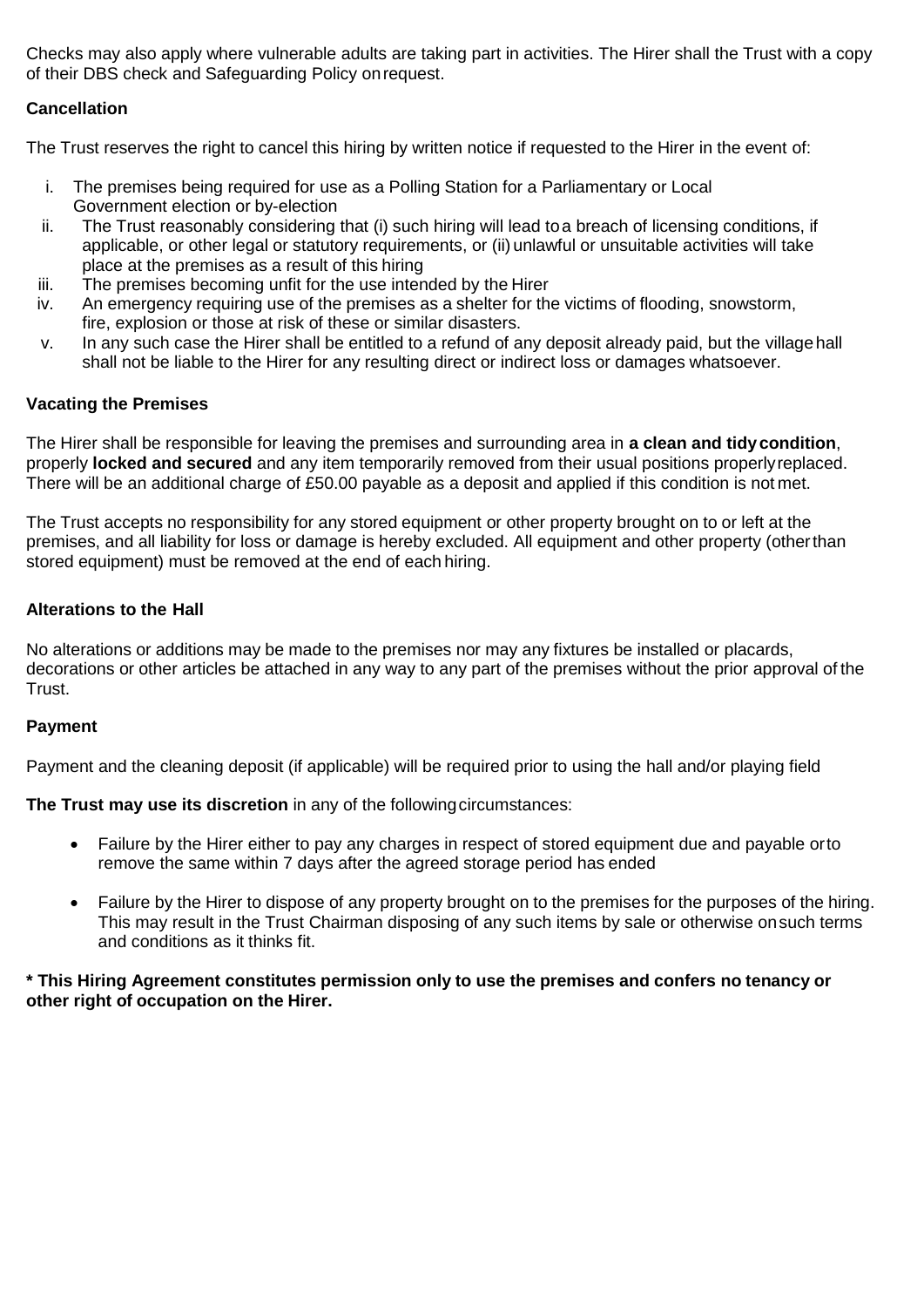Checks may also apply where vulnerable adults are taking part in activities. The Hirer shall the Trust with a copy of their DBS check and Safeguarding Policy on request.

### Cancellation

The Trust reserves the right to cancel this hiring by written notice if requested to the Hirer in the event of:

i. The premises being required for use as a Polling Station for a Parliamentary or Local Government election or by-election
ii. The Trust reasonably considering that (i) such hiring will lead to a breach of licensing conditions, if applicable, or other legal or statutory requirements, or (ii) unlawful or unsuitable activities will take place at the premises as a result of this hiring
iii. The premises becoming unfit for the use intended by the Hirer
iv. An emergency requiring use of the premises as a shelter for the victims of flooding, snowstorm, fire, explosion or those at risk of these or similar disasters.
v. In any such case the Hirer shall be entitled to a refund of any deposit already paid, but the village hall shall not be liable to the Hirer for any resulting direct or indirect loss or damages whatsoever.

### Vacating the Premises

The Hirer shall be responsible for leaving the premises and surrounding area in **a clean and tidy condition**, properly **locked and secured** and any item temporarily removed from their usual positions properly replaced. There will be an additional charge of £50.00 payable as a deposit and applied if this condition is not met.

The Trust accepts no responsibility for any stored equipment or other property brought on to or left at the premises, and all liability for loss or damage is hereby excluded. All equipment and other property (other than stored equipment) must be removed at the end of each hiring.

### Alterations to the Hall

No alterations or additions may be made to the premises nor may any fixtures be installed or placards, decorations or other articles be attached in any way to any part of the premises without the prior approval of the Trust.

### Payment

Payment and the cleaning deposit (if applicable) will be required prior to using the hall and/or playing field

**The Trust may use its discretion** in any of the following circumstances:

- Failure by the Hirer either to pay any charges in respect of stored equipment due and payable or to remove the same within 7 days after the agreed storage period has ended
- Failure by the Hirer to dispose of any property brought on to the premises for the purposes of the hiring. This may result in the Trust Chairman disposing of any such items by sale or otherwise on such terms and conditions as it thinks fit.

**\* This Hiring Agreement constitutes permission only to use the premises and confers no tenancy or other right of occupation on the Hirer.**